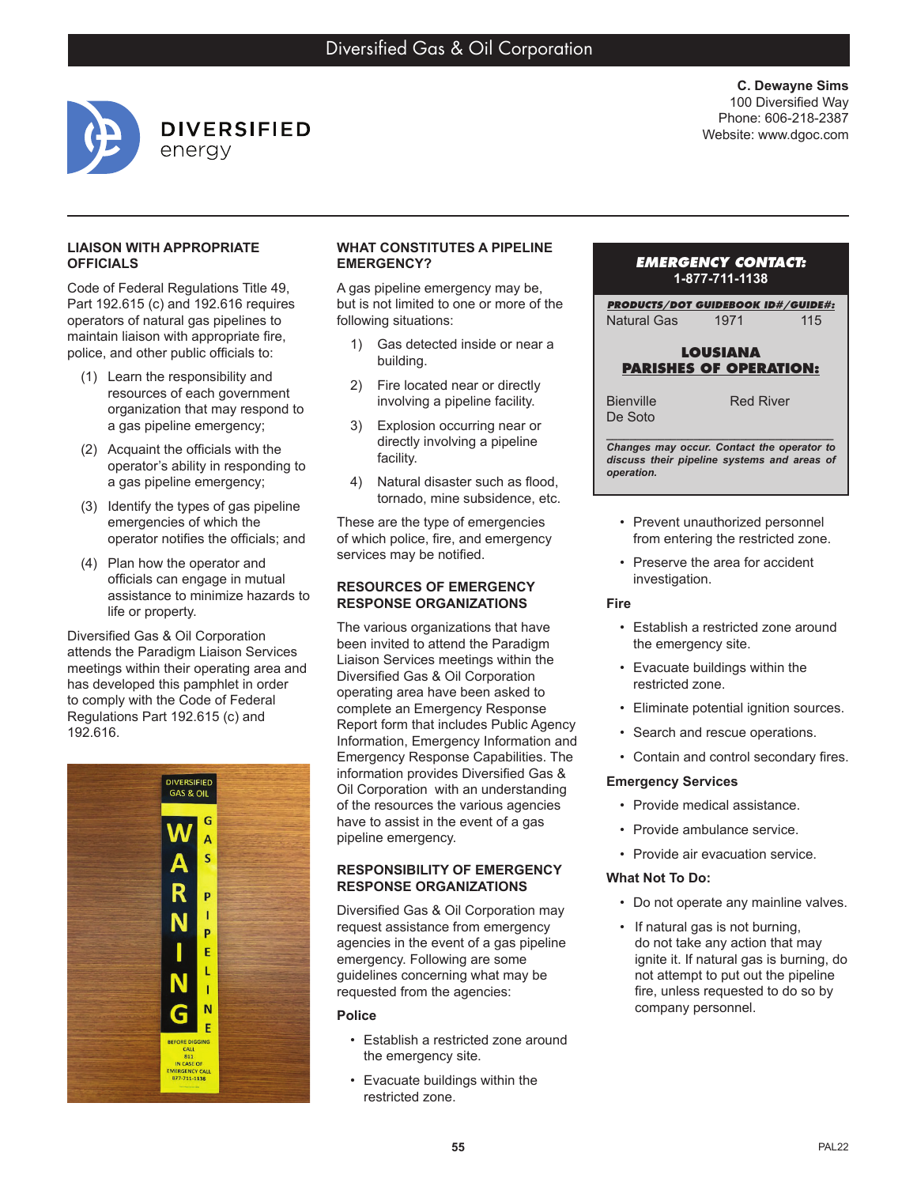# Diversified Gas & Oil Corporation

**DIVERSIFIED** energy

**C. Dewayne Sims**
100 Diversified Way
Phone: 606-218-2387
Website: www.dgoc.com

## LIAISON WITH APPROPRIATE OFFICIALS

Code of Federal Regulations Title 49, Part 192.615 (c) and 192.616 requires operators of natural gas pipelines to maintain liaison with appropriate fire, police, and other public officials to:

(1) Learn the responsibility and resources of each government organization that may respond to a gas pipeline emergency;

(2) Acquaint the officials with the operator's ability in responding to a gas pipeline emergency;

(3) Identify the types of gas pipeline emergencies of which the operator notifies the officials; and

(4) Plan how the operator and officials can engage in mutual assistance to minimize hazards to life or property.

Diversified Gas & Oil Corporation attends the Paradigm Liaison Services meetings within their operating area and has developed this pamphlet in order to comply with the Code of Federal Regulations Part 192.615 (c) and 192.616.

## WHAT CONSTITUTES A PIPELINE EMERGENCY?

A gas pipeline emergency may be, but is not limited to one or more of the following situations:

1) Gas detected inside or near a building.
2) Fire located near or directly involving a pipeline facility.
3) Explosion occurring near or directly involving a pipeline facility.
4) Natural disaster such as flood, tornado, mine subsidence, etc.

These are the type of emergencies of which police, fire, and emergency services may be notified.

## RESOURCES OF EMERGENCY RESPONSE ORGANIZATIONS

The various organizations that have been invited to attend the Paradigm Liaison Services meetings within the Diversified Gas & Oil Corporation operating area have been asked to complete an Emergency Response Report form that includes Public Agency Information, Emergency Information and Emergency Response Capabilities. The information provides Diversified Gas & Oil Corporation with an understanding of the resources the various agencies have to assist in the event of a gas pipeline emergency.

## RESPONSIBILITY OF EMERGENCY RESPONSE ORGANIZATIONS

Diversified Gas & Oil Corporation may request assistance from emergency agencies in the event of a gas pipeline emergency. Following are some guidelines concerning what may be requested from the agencies:

### Police

- Establish a restricted zone around the emergency site.
- Evacuate buildings within the restricted zone.
- Prevent unauthorized personnel from entering the restricted zone.
- Preserve the area for accident investigation.

### Fire

- Establish a restricted zone around the emergency site.
- Evacuate buildings within the restricted zone.
- Eliminate potential ignition sources.
- Search and rescue operations.
- Contain and control secondary fires.

### Emergency Services

- Provide medical assistance.
- Provide ambulance service.
- Provide air evacuation service.

### What Not To Do:

- Do not operate any mainline valves.
- If natural gas is not burning, do not take any action that may ignite it. If natural gas is burning, do not attempt to put out the pipeline fire, unless requested to do so by company personnel.

---

**EMERGENCY CONTACT:**
**1-877-711-1138**

**PRODUCTS/DOT GUIDEBOOK ID#/GUIDE#:**

| Natural Gas | 1971 | 115 |
|---|---|---|

**LOUSIANA PARISHES OF OPERATION:**

| | |
|---|---|
| Bienville | Red River |
| De Soto | |

*Changes may occur. Contact the operator to discuss their pipeline systems and areas of operation.*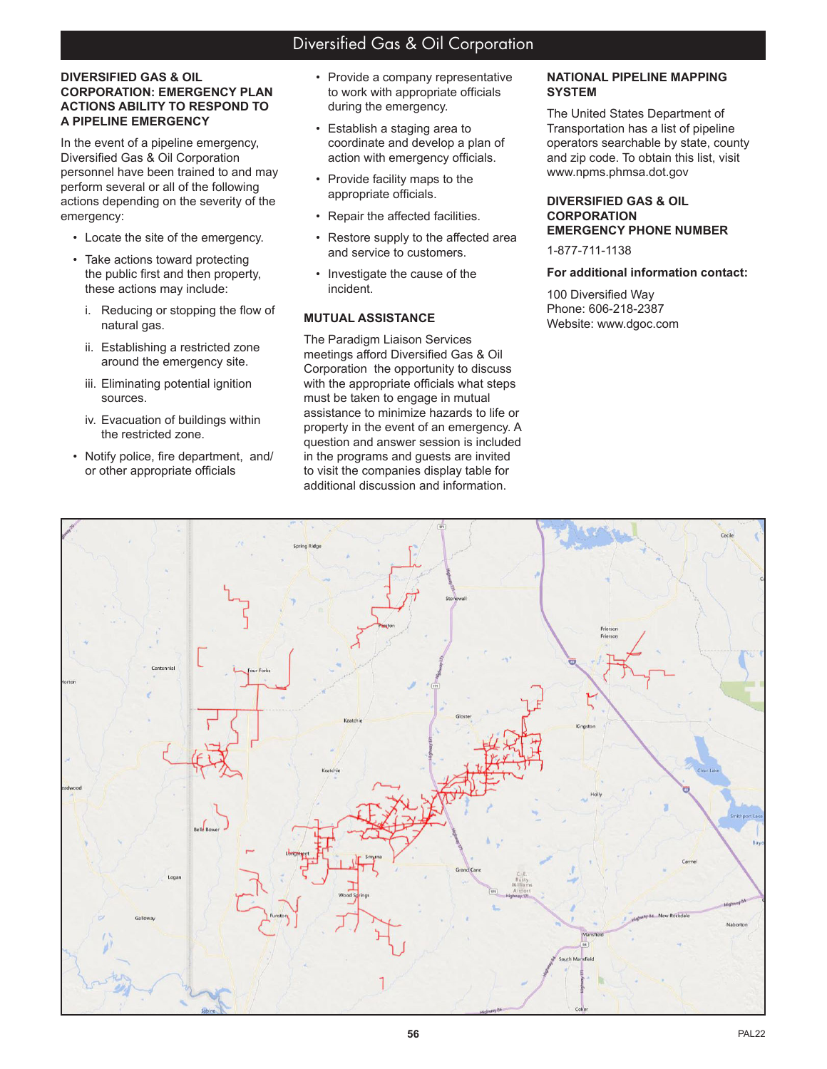# Diversified Gas & Oil Corporation

## DIVERSIFIED GAS & OIL CORPORATION: EMERGENCY PLAN ACTIONS ABILITY TO RESPOND TO A PIPELINE EMERGENCY

In the event of a pipeline emergency, Diversified Gas & Oil Corporation personnel have been trained to and may perform several or all of the following actions depending on the severity of the emergency:

- Locate the site of the emergency.
- Take actions toward protecting the public first and then property, these actions may include:
  - i. Reducing or stopping the flow of natural gas.
  - ii. Establishing a restricted zone around the emergency site.
  - iii. Eliminating potential ignition sources.
  - iv. Evacuation of buildings within the restricted zone.
- Notify police, fire department, and/ or other appropriate officials
- Provide a company representative to work with appropriate officials during the emergency.
- Establish a staging area to coordinate and develop a plan of action with emergency officials.
- Provide facility maps to the appropriate officials.
- Repair the affected facilities.
- Restore supply to the affected area and service to customers.
- Investigate the cause of the incident.

## MUTUAL ASSISTANCE

The Paradigm Liaison Services meetings afford Diversified Gas & Oil Corporation the opportunity to discuss with the appropriate officials what steps must be taken to engage in mutual assistance to minimize hazards to life or property in the event of an emergency. A question and answer session is included in the programs and guests are invited to visit the companies display table for additional discussion and information.

## NATIONAL PIPELINE MAPPING SYSTEM

The United States Department of Transportation has a list of pipeline operators searchable by state, county and zip code. To obtain this list, visit www.npms.phmsa.dot.gov

## DIVERSIFIED GAS & OIL CORPORATION EMERGENCY PHONE NUMBER

1-877-711-1138

**For additional information contact:**

100 Diversified Way
Phone: 606-218-2387
Website: www.dgoc.com